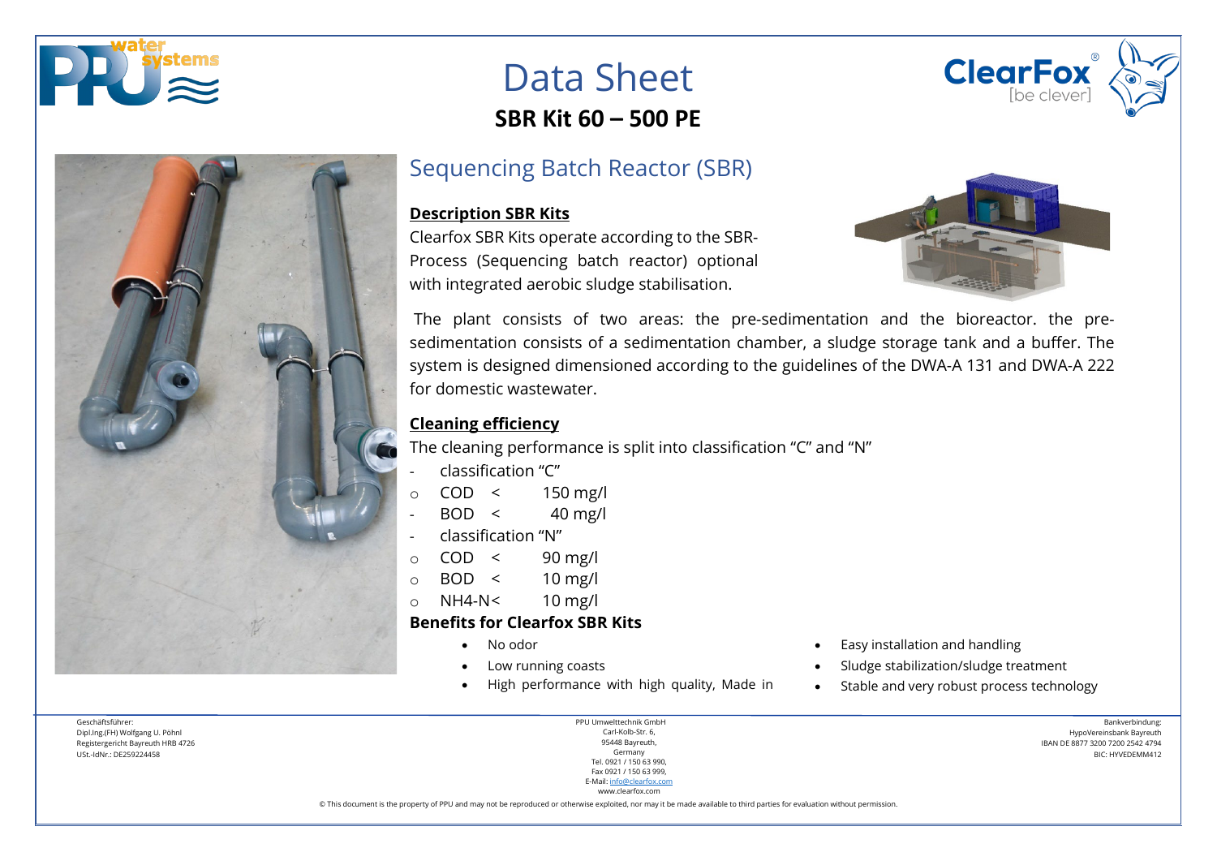# Data Sheet

## SBR Kit 60 – 500 PE

## Sequencing Batch Reactor (SBR)

**Description SBR Kits**

Clearfox SBR Kits operate according to the SBR-Process (Sequencing batch reactor) optional with integrated aerobic sludge stabilisation.

The plant consists of two areas: the pre-sedimentation and the bioreactor. the pre-sedimentation consists of a sedimentation chamber, a sludge storage tank and a buffer. The system is designed dimensioned according to the guidelines of the DWA-A 131 and DWA-A 222 for domestic wastewater.

**Cleaning efficiency**

The cleaning performance is split into classification "C" and "N"

- classification "C"
  - COD < 150 mg/l
  - BOD < 40 mg/l
- classification "N"
  - COD < 90 mg/l
  - BOD < 10 mg/l
  - NH4-N< 10 mg/l

**Benefits for Clearfox SBR Kits**

- No odor
- Low running coasts
- High performance with high quality, Made in
- Easy installation and handling
- Sludge stabilization/sludge treatment
- Stable and very robust process technology

Geschäftsführer:
Dipl.Ing.(FH) Wolfgang U. Pöhnl
Registergericht Bayreuth HRB 4726
USt.-IdNr.: DE259224458

PPU Umwelttechnik GmbH
Carl-Kolb-Str. 6,
95448 Bayreuth,
Germany
Tel. 0921 / 150 63 990,
Fax 0921 / 150 63 999,
E-Mail: info@clearfox.com
www.clearfox.com

Bankverbindung:
HypoVereinsbank Bayreuth
IBAN DE 8877 3200 7200 2542 4794
BIC: HYVEDEMM412

© This document is the property of PPU and may not be reproduced or otherwise exploited, nor may it be made available to third parties for evaluation without permission.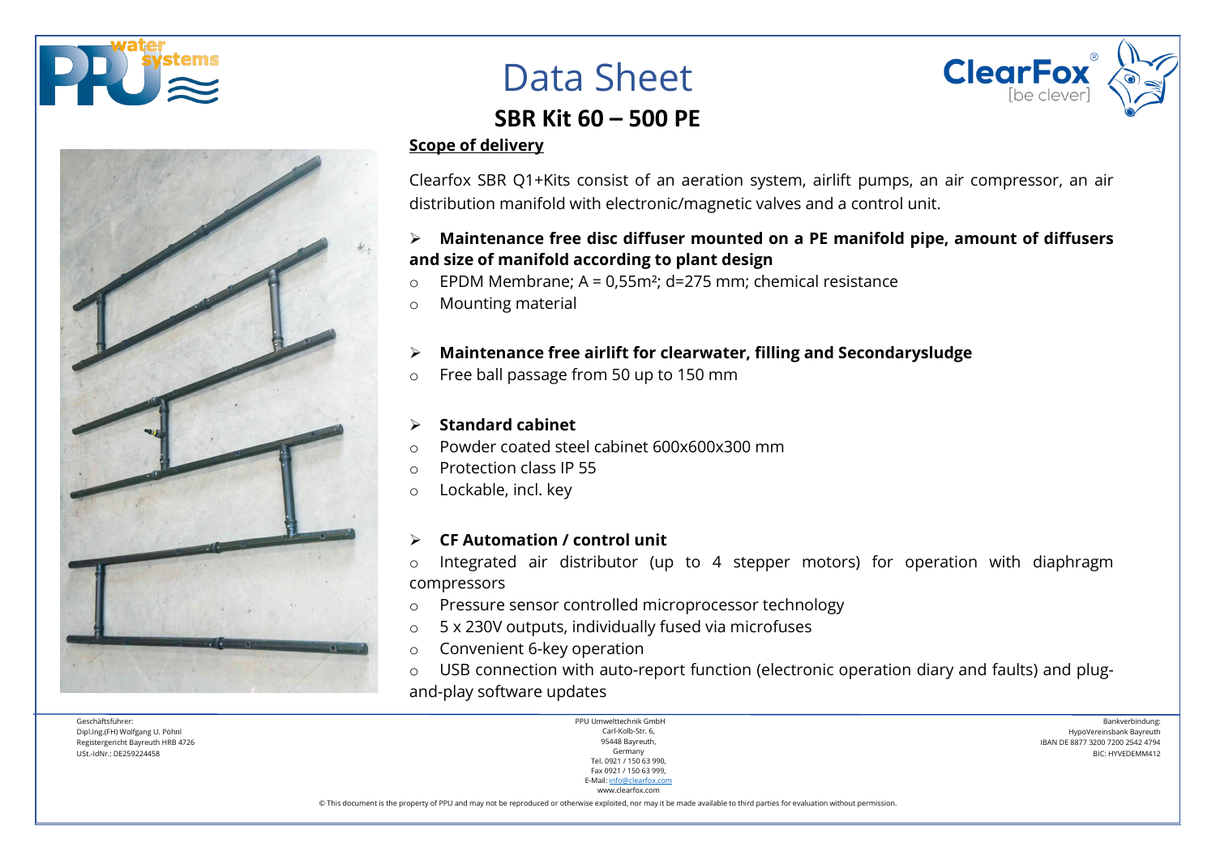# Data Sheet

## SBR Kit 60 – 500 PE

**Scope of delivery**

Clearfox SBR Q1+Kits consist of an aeration system, airlift pumps, an air compressor, an air distribution manifold with electronic/magnetic valves and a control unit.

- **Maintenance free disc diffuser mounted on a PE manifold pipe, amount of diffusers and size of manifold according to plant design**
  - EPDM Membrane; A = 0,55m²; d=275 mm; chemical resistance
  - Mounting material

- **Maintenance free airlift for clearwater, filling and Secondarysludge**
  - Free ball passage from 50 up to 150 mm

- **Standard cabinet**
  - Powder coated steel cabinet 600x600x300 mm
  - Protection class IP 55
  - Lockable, incl. key

- **CF Automation / control unit**
  - Integrated air distributor (up to 4 stepper motors) for operation with diaphragm compressors
  - Pressure sensor controlled microprocessor technology
  - 5 x 230V outputs, individually fused via microfuses
  - Convenient 6-key operation
  - USB connection with auto-report function (electronic operation diary and faults) and plug-and-play software updates

Geschäftsführer:
Dipl.Ing.(FH) Wolfgang U. Pöhnl
Registergericht Bayreuth HRB 4726
USt.-IdNr.: DE259224458

PPU Umwelttechnik GmbH
Carl-Kolb-Str. 6,
95448 Bayreuth,
Germany
Tel. 0921 / 150 63 990,
Fax 0921 / 150 63 999,
E-Mail: info@clearfox.com
www.clearfox.com

Bankverbindung:
HypoVereinsbank Bayreuth
IBAN DE 8877 3200 7200 2542 4794
BIC: HYVEDEMM412

© This document is the property of PPU and may not be reproduced or otherwise exploited, nor may it be made available to third parties for evaluation without permission.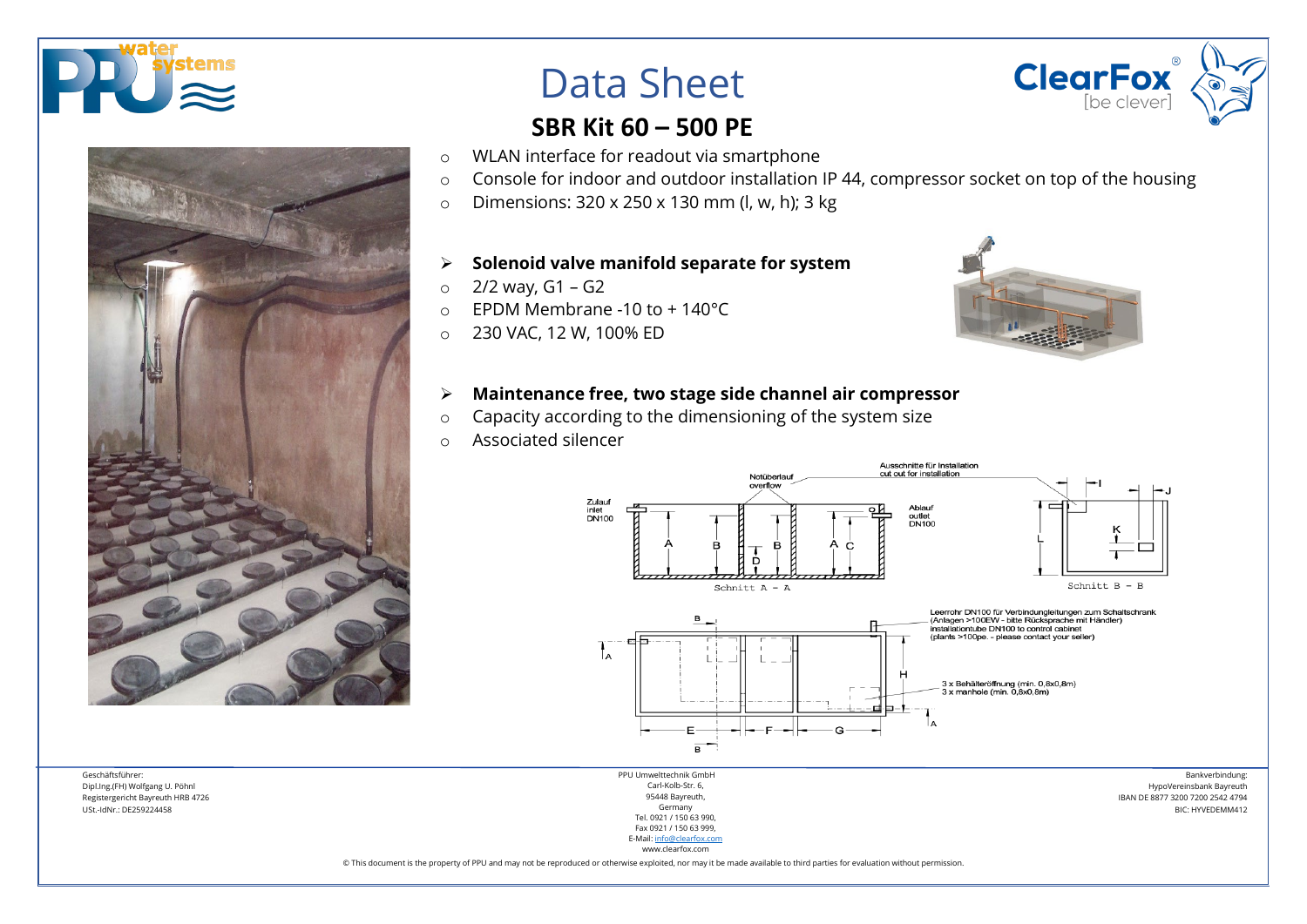# Data Sheet

## SBR Kit 60 – 500 PE

- WLAN interface for readout via smartphone
- Console for indoor and outdoor installation IP 44, compressor socket on top of the housing
- Dimensions: 320 x 250 x 130 mm (l, w, h); 3 kg

**Solenoid valve manifold separate for system**

- 2/2 way, G1 – G2
- EPDM Membrane -10 to + 140°C
- 230 VAC, 12 W, 100% ED

**Maintenance free, two stage side channel air compressor**

- Capacity according to the dimensioning of the system size
- Associated silencer

Geschäftsführer:
Dipl.Ing.(FH) Wolfgang U. Pöhnl
Registergericht Bayreuth HRB 4726
USt.-IdNr.: DE259224458

PPU Umwelttechnik GmbH
Carl-Kolb-Str. 6,
95448 Bayreuth,
Germany
Tel. 0921 / 150 63 990,
Fax 0921 / 150 63 999,
E-Mail: info@clearfox.com
www.clearfox.com

Bankverbindung:
HypoVereinsbank Bayreuth
IBAN DE 8877 3200 7200 2542 4794
BIC: HYVEDEMM412

© This document is the property of PPU and may not be reproduced or otherwise exploited, nor may it be made available to third parties for evaluation without permission.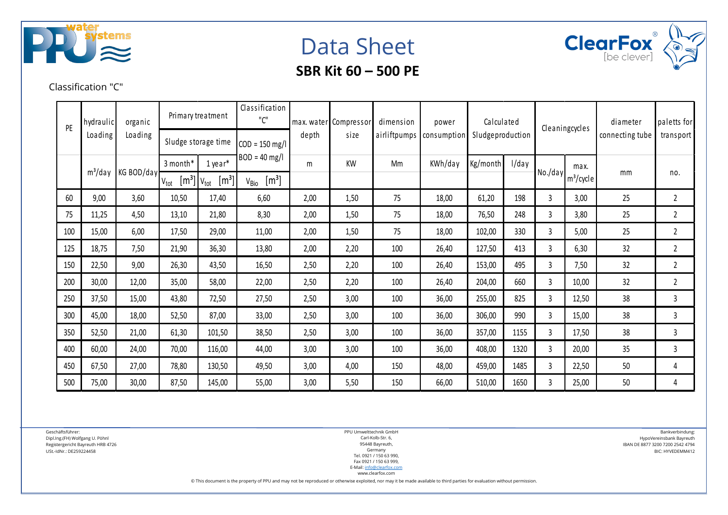# Data Sheet

## SBR Kit 60 – 500 PE

Classification "C"

| PE | hydraulic Loading | organic Loading | Primary treatment | | Classification "C" | max. water depth | Compressor size | dimension airliftpumps | power consumption | Calculated Sludgeproduction | | Cleaningcycles | | diameter connecting tube | paletts for transport |
|---|---|---|---|---|---|---|---|---|---|---|---|---|---|---|---|
| | | | Sludge storage time | | COD = 150 mg/l BOD = 40 mg/l | | | | | | | | | | |
| | $m^3$/day | KG BOD/day | 3 month* | 1 year* | | m | KW | Mm | KWh/day | Kg/month | l/day | No./day | max. $m^3$/cycle | mm | no. |
| | | | $V_{tot}$ [$m^3$] | $V_{tot}$ [$m^3$] | $V_{Bio}$ [$m^3$] | | | | | | | | | | |
| 60 | 9,00 | 3,60 | 10,50 | 17,40 | 6,60 | 2,00 | 1,50 | 75 | 18,00 | 61,20 | 198 | 3 | 3,00 | 25 | 2 |
| 75 | 11,25 | 4,50 | 13,10 | 21,80 | 8,30 | 2,00 | 1,50 | 75 | 18,00 | 76,50 | 248 | 3 | 3,80 | 25 | 2 |
| 100 | 15,00 | 6,00 | 17,50 | 29,00 | 11,00 | 2,00 | 1,50 | 75 | 18,00 | 102,00 | 330 | 3 | 5,00 | 25 | 2 |
| 125 | 18,75 | 7,50 | 21,90 | 36,30 | 13,80 | 2,00 | 2,20 | 100 | 26,40 | 127,50 | 413 | 3 | 6,30 | 32 | 2 |
| 150 | 22,50 | 9,00 | 26,30 | 43,50 | 16,50 | 2,50 | 2,20 | 100 | 26,40 | 153,00 | 495 | 3 | 7,50 | 32 | 2 |
| 200 | 30,00 | 12,00 | 35,00 | 58,00 | 22,00 | 2,50 | 2,20 | 100 | 26,40 | 204,00 | 660 | 3 | 10,00 | 32 | 2 |
| 250 | 37,50 | 15,00 | 43,80 | 72,50 | 27,50 | 2,50 | 3,00 | 100 | 36,00 | 255,00 | 825 | 3 | 12,50 | 38 | 3 |
| 300 | 45,00 | 18,00 | 52,50 | 87,00 | 33,00 | 2,50 | 3,00 | 100 | 36,00 | 306,00 | 990 | 3 | 15,00 | 38 | 3 |
| 350 | 52,50 | 21,00 | 61,30 | 101,50 | 38,50 | 2,50 | 3,00 | 100 | 36,00 | 357,00 | 1155 | 3 | 17,50 | 38 | 3 |
| 400 | 60,00 | 24,00 | 70,00 | 116,00 | 44,00 | 3,00 | 3,00 | 100 | 36,00 | 408,00 | 1320 | 3 | 20,00 | 35 | 3 |
| 450 | 67,50 | 27,00 | 78,80 | 130,50 | 49,50 | 3,00 | 4,00 | 150 | 48,00 | 459,00 | 1485 | 3 | 22,50 | 50 | 4 |
| 500 | 75,00 | 30,00 | 87,50 | 145,00 | 55,00 | 3,00 | 5,50 | 150 | 66,00 | 510,00 | 1650 | 3 | 25,00 | 50 | 4 |

Geschäftsführer:
Dipl.Ing.(FH) Wolfgang U. Pöhnl
Registergericht Bayreuth HRB 4726
USt.-IdNr.: DE259224458

PPU Umwelttechnik GmbH
Carl-Kolb-Str. 6,
95448 Bayreuth,
Germany
Tel. 0921 / 150 63 990,
Fax 0921 / 150 63 999,
E-Mail: info@clearfox.com
www.clearfox.com

Bankverbindung:
HypoVereinsbank Bayreuth
IBAN DE 8877 3200 7200 2542 4794
BIC: HYVEDEMM412

© This document is the property of PPU and may not be reproduced or otherwise exploited, nor may it be made available to third parties for evaluation without permission.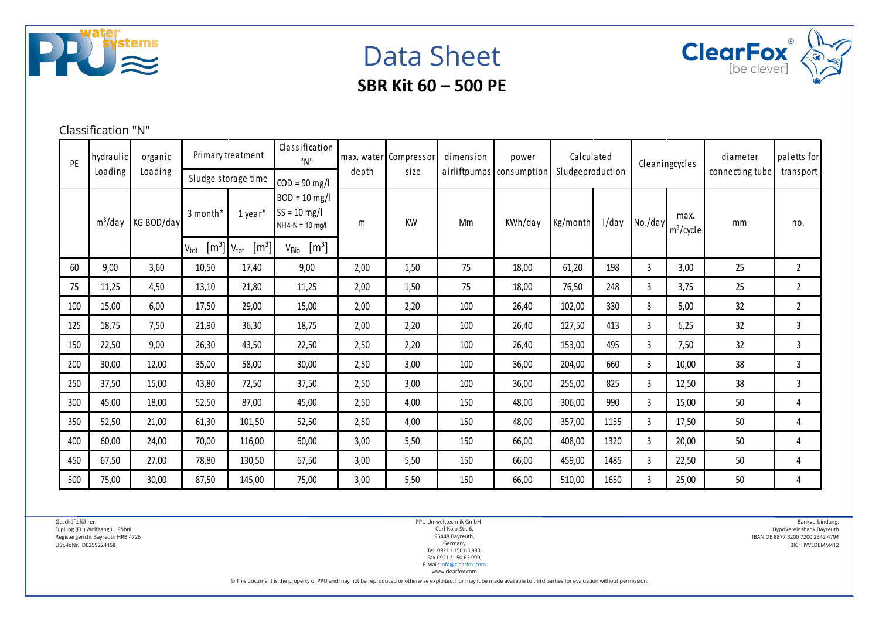# Data Sheet

## SBR Kit 60 – 500 PE

Classification "N"

| PE | hydraulic Loading | organic Loading | Primary treatment | | Classification "N" | max. water depth | Compressor size | dimension airliftpumps | power consumption | Calculated Sludgeproduction | | Cleaningcycles | | diameter connecting tube | paletts for transport |
|---|---|---|---|---|---|---|---|---|---|---|---|---|---|---|---|
| | | | Sludge storage time | | COD = 90 mg/l | | | | | | | | | | |
| | $m^3$/day | KG BOD/day | 3 month* | 1 year* | BOD = 10 mg/l SS = 10 mg/l NH4-N = 10 mg/l | m | KW | Mm | KWh/day | Kg/month | l/day | No./day | max. $m^3$/cycle | mm | no. |
| | | | $V_{tot}$ [$m^3$] | $V_{tot}$ [$m^3$] | $V_{Bio}$ [$m^3$] | | | | | | | | | | |
| 60 | 9,00 | 3,60 | 10,50 | 17,40 | 9,00 | 2,00 | 1,50 | 75 | 18,00 | 61,20 | 198 | 3 | 3,00 | 25 | 2 |
| 75 | 11,25 | 4,50 | 13,10 | 21,80 | 11,25 | 2,00 | 1,50 | 75 | 18,00 | 76,50 | 248 | 3 | 3,75 | 25 | 2 |
| 100 | 15,00 | 6,00 | 17,50 | 29,00 | 15,00 | 2,00 | 2,20 | 100 | 26,40 | 102,00 | 330 | 3 | 5,00 | 32 | 2 |
| 125 | 18,75 | 7,50 | 21,90 | 36,30 | 18,75 | 2,00 | 2,20 | 100 | 26,40 | 127,50 | 413 | 3 | 6,25 | 32 | 3 |
| 150 | 22,50 | 9,00 | 26,30 | 43,50 | 22,50 | 2,50 | 2,20 | 100 | 26,40 | 153,00 | 495 | 3 | 7,50 | 32 | 3 |
| 200 | 30,00 | 12,00 | 35,00 | 58,00 | 30,00 | 2,50 | 3,00 | 100 | 36,00 | 204,00 | 660 | 3 | 10,00 | 38 | 3 |
| 250 | 37,50 | 15,00 | 43,80 | 72,50 | 37,50 | 2,50 | 3,00 | 100 | 36,00 | 255,00 | 825 | 3 | 12,50 | 38 | 3 |
| 300 | 45,00 | 18,00 | 52,50 | 87,00 | 45,00 | 2,50 | 4,00 | 150 | 48,00 | 306,00 | 990 | 3 | 15,00 | 50 | 4 |
| 350 | 52,50 | 21,00 | 61,30 | 101,50 | 52,50 | 2,50 | 4,00 | 150 | 48,00 | 357,00 | 1155 | 3 | 17,50 | 50 | 4 |
| 400 | 60,00 | 24,00 | 70,00 | 116,00 | 60,00 | 3,00 | 5,50 | 150 | 66,00 | 408,00 | 1320 | 3 | 20,00 | 50 | 4 |
| 450 | 67,50 | 27,00 | 78,80 | 130,50 | 67,50 | 3,00 | 5,50 | 150 | 66,00 | 459,00 | 1485 | 3 | 22,50 | 50 | 4 |
| 500 | 75,00 | 30,00 | 87,50 | 145,00 | 75,00 | 3,00 | 5,50 | 150 | 66,00 | 510,00 | 1650 | 3 | 25,00 | 50 | 4 |

Geschäftsführer:
Dipl.Ing.(FH) Wolfgang U. Pöhnl
Registergericht Bayreuth HRB 4726
USt.-IdNr.: DE259224458

PPU Umwelttechnik GmbH
Carl-Kolb-Str. 6,
95448 Bayreuth,
Germany
Tel. 0921 / 150 63 990,
Fax 0921 / 150 63 999,
E-Mail: info@clearfox.com
www.clearfox.com

Bankverbindung:
HypoVereinsbank Bayreuth
IBAN DE 8877 3200 7200 2542 4794
BIC: HYVEDEMM412

© This document is the property of PPU and may not be reproduced or otherwise exploited, nor may it be made available to third parties for evaluation without permission.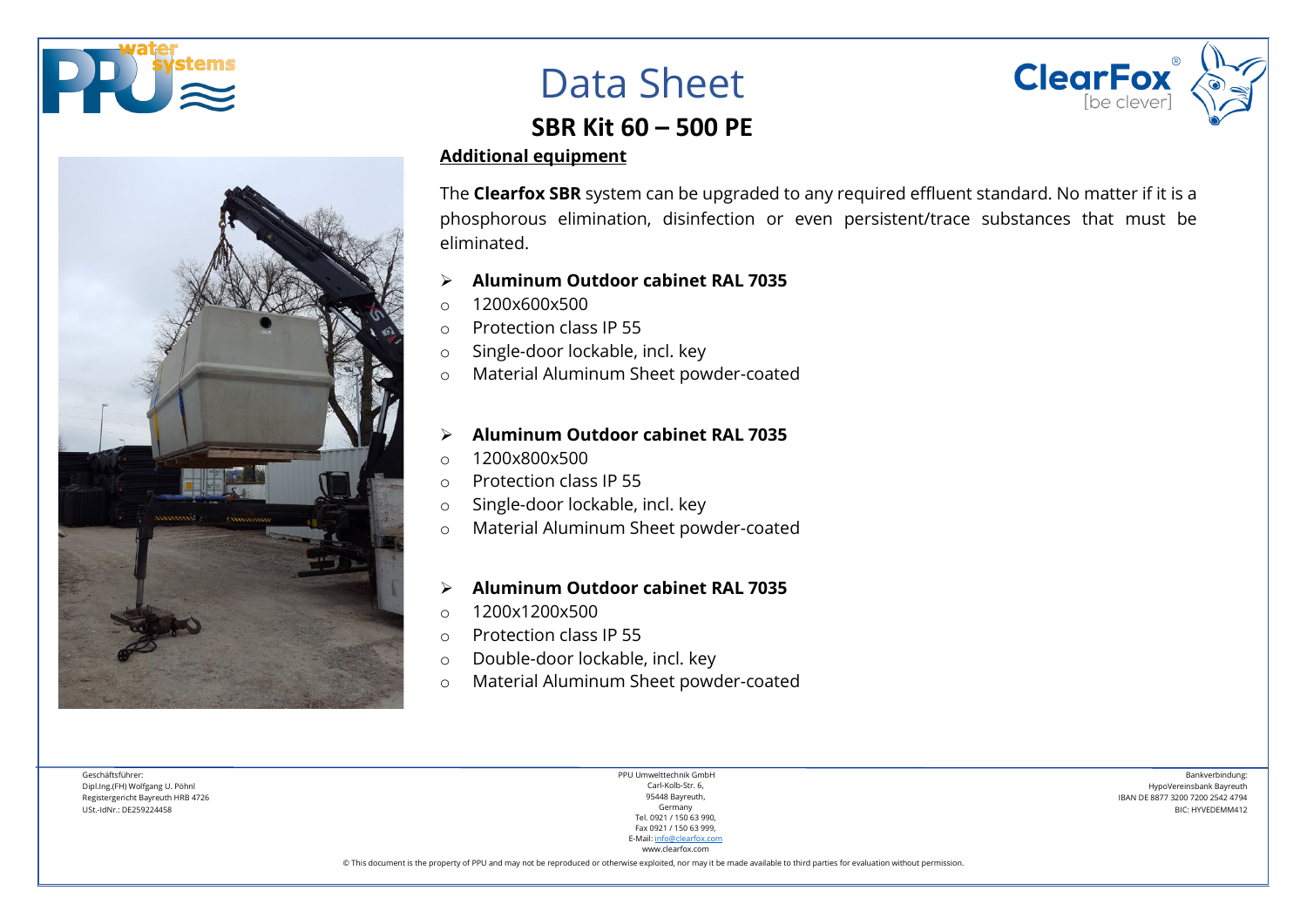# Data Sheet

## SBR Kit 60 – 500 PE

**Additional equipment**

The **Clearfox SBR** system can be upgraded to any required effluent standard. No matter if it is a phosphorous elimination, disinfection or even persistent/trace substances that must be eliminated.

- **Aluminum Outdoor cabinet RAL 7035**
  - 1200x600x500
  - Protection class IP 55
  - Single-door lockable, incl. key
  - Material Aluminum Sheet powder-coated

- **Aluminum Outdoor cabinet RAL 7035**
  - 1200x800x500
  - Protection class IP 55
  - Single-door lockable, incl. key
  - Material Aluminum Sheet powder-coated

- **Aluminum Outdoor cabinet RAL 7035**
  - 1200x1200x500
  - Protection class IP 55
  - Double-door lockable, incl. key
  - Material Aluminum Sheet powder-coated

Geschäftsführer:
Dipl.Ing.(FH) Wolfgang U. Pöhnl
Registergericht Bayreuth HRB 4726
USt.-IdNr.: DE259224458

PPU Umwelttechnik GmbH
Carl-Kolb-Str. 6,
95448 Bayreuth,
Germany
Tel. 0921 / 150 63 990,
Fax 0921 / 150 63 999,
E-Mail: info@clearfox.com
www.clearfox.com

Bankverbindung:
HypoVereinsbank Bayreuth
IBAN DE 8877 3200 7200 2542 4794
BIC: HYVEDEMM412

© This document is the property of PPU and may not be reproduced or otherwise exploited, nor may it be made available to third parties for evaluation without permission.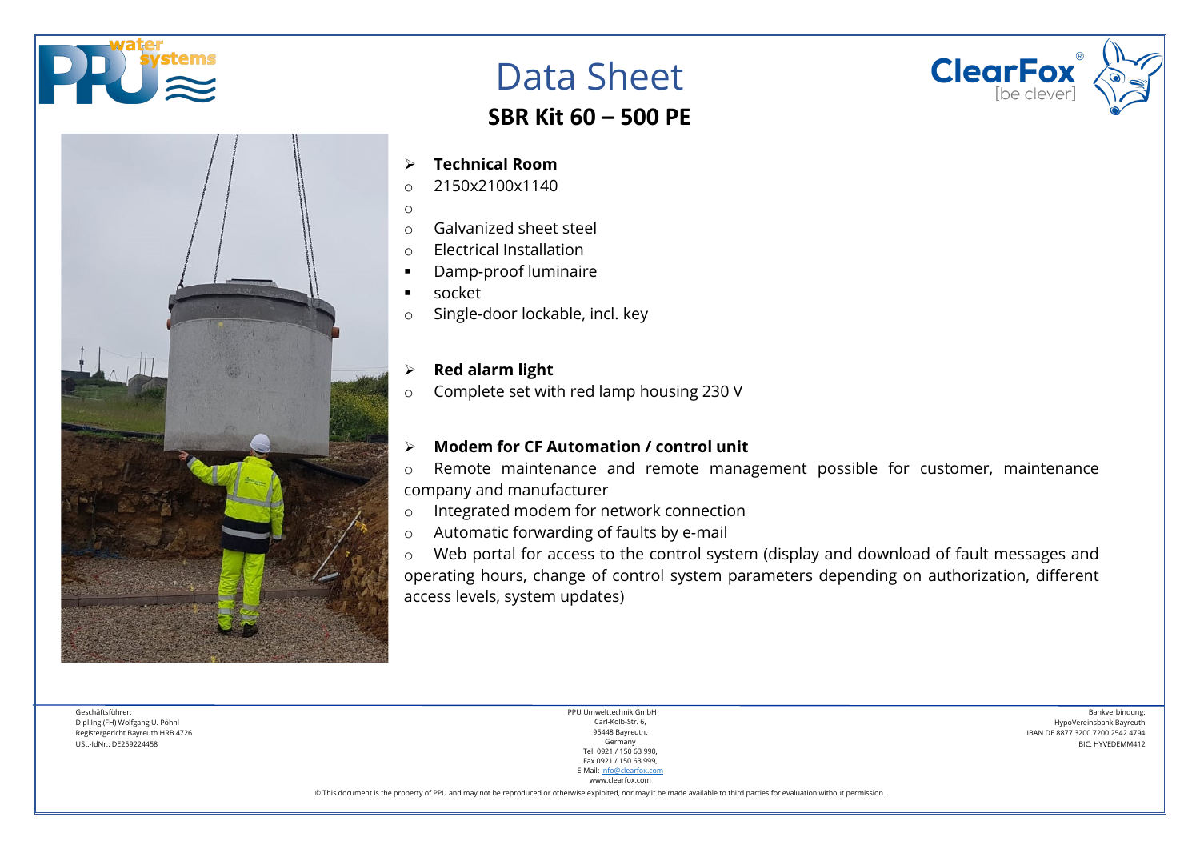# Data Sheet

## SBR Kit 60 – 500 PE

- **Technical Room**
  - 2150x2100x1140
  - 
  - Galvanized sheet steel
  - Electrical Installation
    - Damp-proof luminaire
    - socket
  - Single-door lockable, incl. key

- **Red alarm light**
  - Complete set with red lamp housing 230 V

- **Modem for CF Automation / control unit**
  - Remote maintenance and remote management possible for customer, maintenance company and manufacturer
  - Integrated modem for network connection
  - Automatic forwarding of faults by e-mail
  - Web portal for access to the control system (display and download of fault messages and operating hours, change of control system parameters depending on authorization, different access levels, system updates)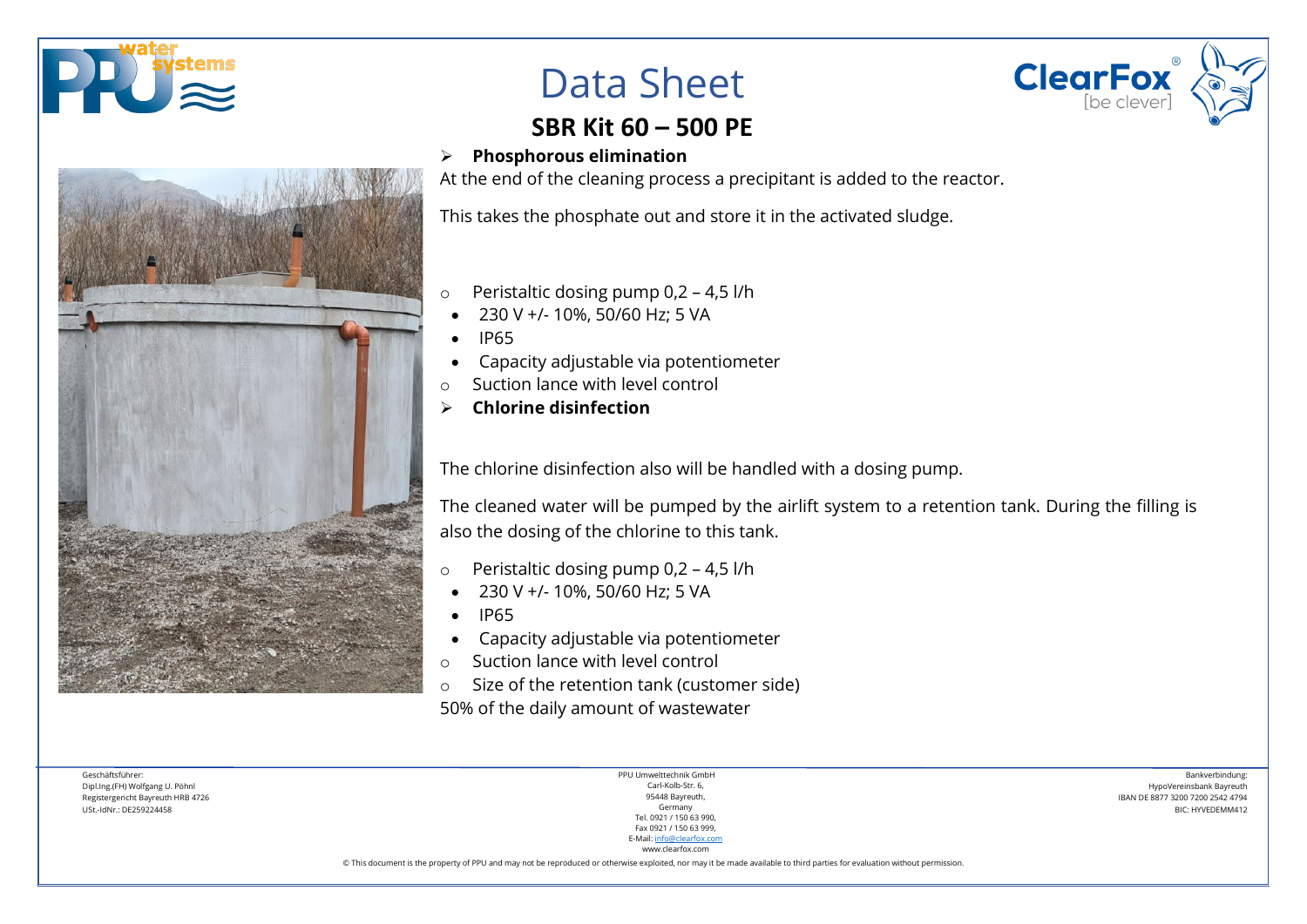# Data Sheet

## SBR Kit 60 – 500 PE

- **Phosphorous elimination**

At the end of the cleaning process a precipitant is added to the reactor.

This takes the phosphate out and store it in the activated sludge.

- Peristaltic dosing pump 0,2 – 4,5 l/h
  - 230 V +/- 10%, 50/60 Hz; 5 VA
  - IP65
  - Capacity adjustable via potentiometer
- Suction lance with level control

- **Chlorine disinfection**

The chlorine disinfection also will be handled with a dosing pump.

The cleaned water will be pumped by the airlift system to a retention tank. During the filling is also the dosing of the chlorine to this tank.

- Peristaltic dosing pump 0,2 – 4,5 l/h
  - 230 V +/- 10%, 50/60 Hz; 5 VA
  - IP65
  - Capacity adjustable via potentiometer
- Suction lance with level control
- Size of the retention tank (customer side)

50% of the daily amount of wastewater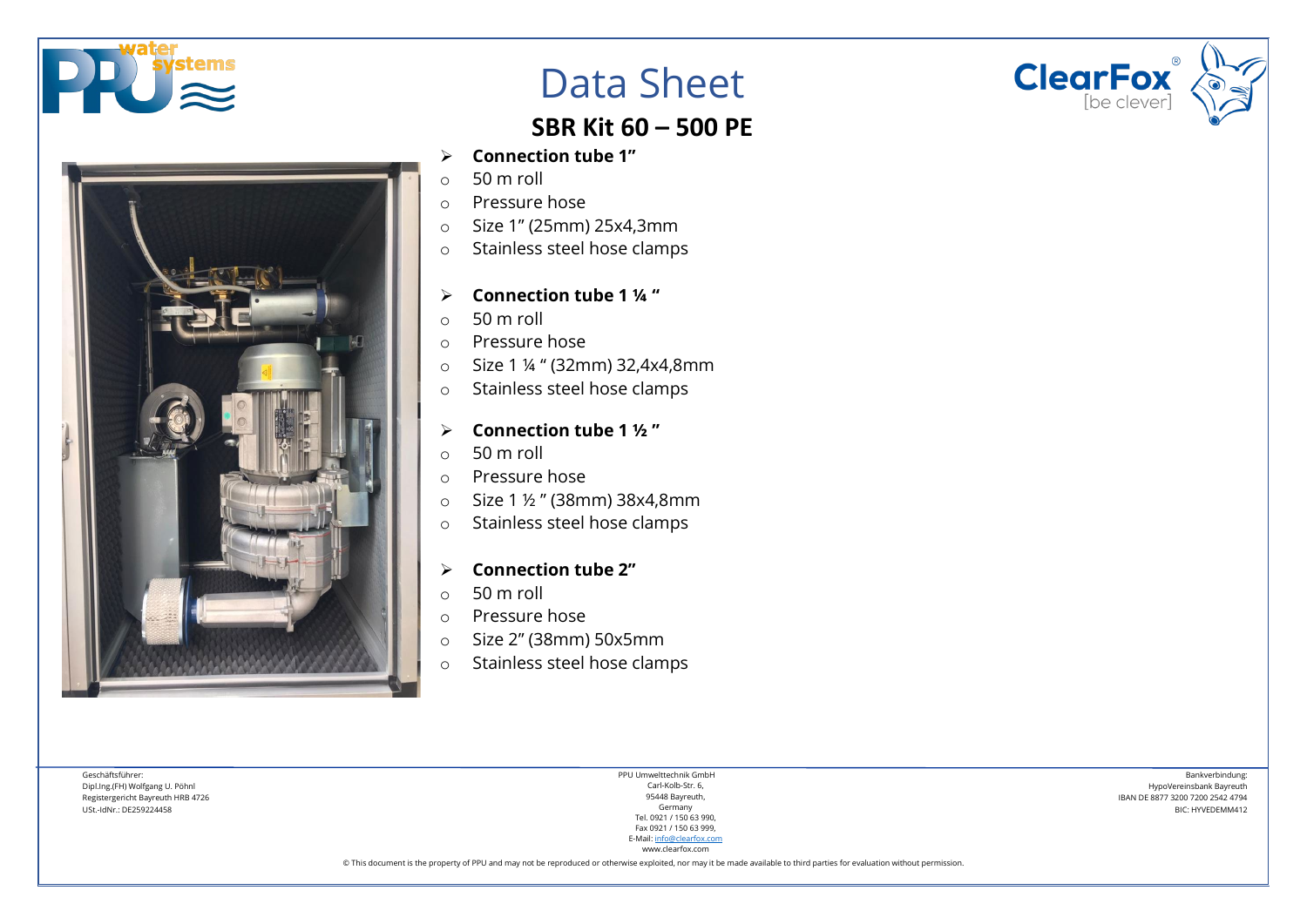# Data Sheet

## SBR Kit 60 – 500 PE

- **Connection tube 1"**
  - 50 m roll
  - Pressure hose
  - Size 1" (25mm) 25x4,3mm
  - Stainless steel hose clamps

- **Connection tube 1 ¼ "**
  - 50 m roll
  - Pressure hose
  - Size 1 ¼ " (32mm) 32,4x4,8mm
  - Stainless steel hose clamps

- **Connection tube 1 ½ "**
  - 50 m roll
  - Pressure hose
  - Size 1 ½ " (38mm) 38x4,8mm
  - Stainless steel hose clamps

- **Connection tube 2"**
  - 50 m roll
  - Pressure hose
  - Size 2" (38mm) 50x5mm
  - Stainless steel hose clamps

Geschäftsführer:
Dipl.Ing.(FH) Wolfgang U. Pöhnl
Registergericht Bayreuth HRB 4726
USt.-IdNr.: DE259224458

PPU Umwelttechnik GmbH
Carl-Kolb-Str. 6,
95448 Bayreuth,
Germany
Tel. 0921 / 150 63 990,
Fax 0921 / 150 63 999,
E-Mail: info@clearfox.com
www.clearfox.com

Bankverbindung:
HypoVereinsbank Bayreuth
IBAN DE 8877 3200 7200 2542 4794
BIC: HYVEDEMM412

© This document is the property of PPU and may not be reproduced or otherwise exploited, nor may it be made available to third parties for evaluation without permission.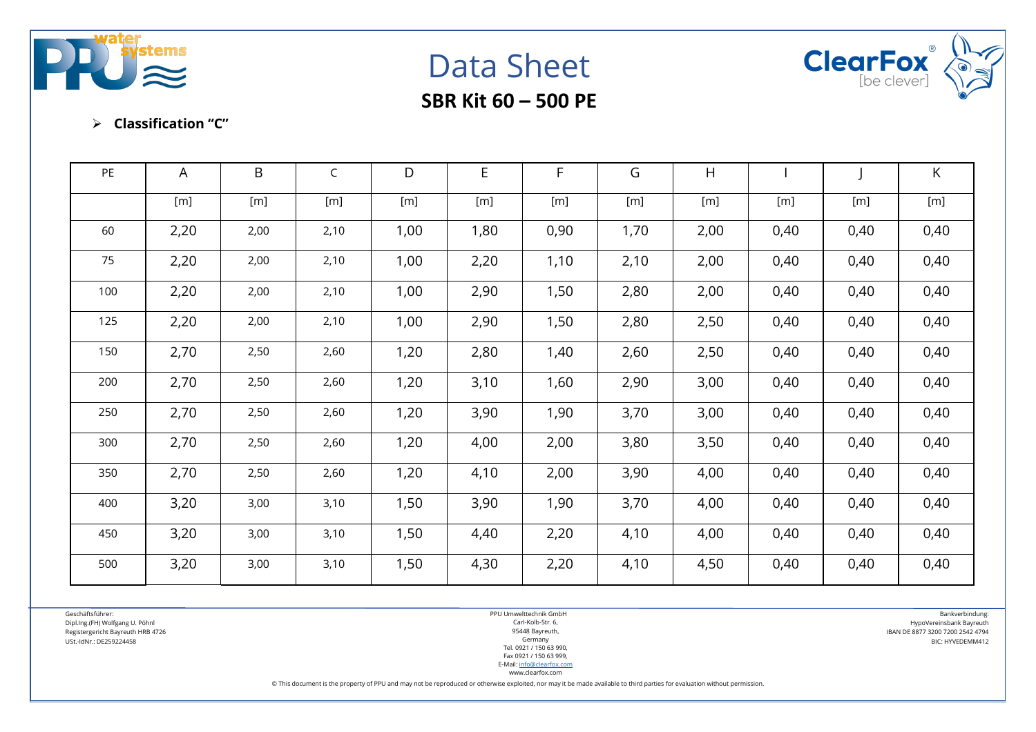# Data Sheet

## SBR Kit 60 – 500 PE

- **Classification "C"**

| PE | A | B | C | D | E | F | G | H | I | J | K |
|---|---|---|---|---|---|---|---|---|---|---|---|
| | [m] | [m] | [m] | [m] | [m] | [m] | [m] | [m] | [m] | [m] | [m] |
| 60 | 2,20 | 2,00 | 2,10 | 1,00 | 1,80 | 0,90 | 1,70 | 2,00 | 0,40 | 0,40 | 0,40 |
| 75 | 2,20 | 2,00 | 2,10 | 1,00 | 2,20 | 1,10 | 2,10 | 2,00 | 0,40 | 0,40 | 0,40 |
| 100 | 2,20 | 2,00 | 2,10 | 1,00 | 2,90 | 1,50 | 2,80 | 2,00 | 0,40 | 0,40 | 0,40 |
| 125 | 2,20 | 2,00 | 2,10 | 1,00 | 2,90 | 1,50 | 2,80 | 2,50 | 0,40 | 0,40 | 0,40 |
| 150 | 2,70 | 2,50 | 2,60 | 1,20 | 2,80 | 1,40 | 2,60 | 2,50 | 0,40 | 0,40 | 0,40 |
| 200 | 2,70 | 2,50 | 2,60 | 1,20 | 3,10 | 1,60 | 2,90 | 3,00 | 0,40 | 0,40 | 0,40 |
| 250 | 2,70 | 2,50 | 2,60 | 1,20 | 3,90 | 1,90 | 3,70 | 3,00 | 0,40 | 0,40 | 0,40 |
| 300 | 2,70 | 2,50 | 2,60 | 1,20 | 4,00 | 2,00 | 3,80 | 3,50 | 0,40 | 0,40 | 0,40 |
| 350 | 2,70 | 2,50 | 2,60 | 1,20 | 4,10 | 2,00 | 3,90 | 4,00 | 0,40 | 0,40 | 0,40 |
| 400 | 3,20 | 3,00 | 3,10 | 1,50 | 3,90 | 1,90 | 3,70 | 4,00 | 0,40 | 0,40 | 0,40 |
| 450 | 3,20 | 3,00 | 3,10 | 1,50 | 4,40 | 2,20 | 4,10 | 4,00 | 0,40 | 0,40 | 0,40 |
| 500 | 3,20 | 3,00 | 3,10 | 1,50 | 4,30 | 2,20 | 4,10 | 4,50 | 0,40 | 0,40 | 0,40 |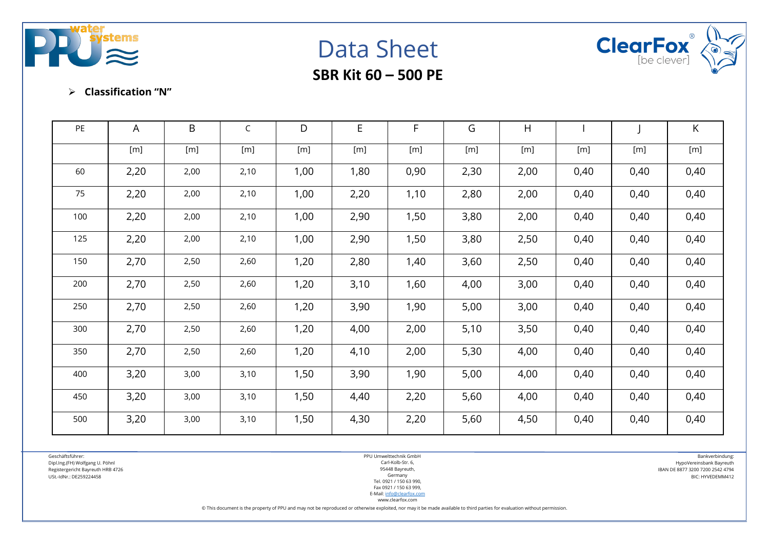# Data Sheet

## SBR Kit 60 – 500 PE

- **Classification "N"**

| PE | A | B | C | D | E | F | G | H | I | J | K |
|---|---|---|---|---|---|---|---|---|---|---|---|
| | [m] | [m] | [m] | [m] | [m] | [m] | [m] | [m] | [m] | [m] | [m] |
| 60 | 2,20 | 2,00 | 2,10 | 1,00 | 1,80 | 0,90 | 2,30 | 2,00 | 0,40 | 0,40 | 0,40 |
| 75 | 2,20 | 2,00 | 2,10 | 1,00 | 2,20 | 1,10 | 2,80 | 2,00 | 0,40 | 0,40 | 0,40 |
| 100 | 2,20 | 2,00 | 2,10 | 1,00 | 2,90 | 1,50 | 3,80 | 2,00 | 0,40 | 0,40 | 0,40 |
| 125 | 2,20 | 2,00 | 2,10 | 1,00 | 2,90 | 1,50 | 3,80 | 2,50 | 0,40 | 0,40 | 0,40 |
| 150 | 2,70 | 2,50 | 2,60 | 1,20 | 2,80 | 1,40 | 3,60 | 2,50 | 0,40 | 0,40 | 0,40 |
| 200 | 2,70 | 2,50 | 2,60 | 1,20 | 3,10 | 1,60 | 4,00 | 3,00 | 0,40 | 0,40 | 0,40 |
| 250 | 2,70 | 2,50 | 2,60 | 1,20 | 3,90 | 1,90 | 5,00 | 3,00 | 0,40 | 0,40 | 0,40 |
| 300 | 2,70 | 2,50 | 2,60 | 1,20 | 4,00 | 2,00 | 5,10 | 3,50 | 0,40 | 0,40 | 0,40 |
| 350 | 2,70 | 2,50 | 2,60 | 1,20 | 4,10 | 2,00 | 5,30 | 4,00 | 0,40 | 0,40 | 0,40 |
| 400 | 3,20 | 3,00 | 3,10 | 1,50 | 3,90 | 1,90 | 5,00 | 4,00 | 0,40 | 0,40 | 0,40 |
| 450 | 3,20 | 3,00 | 3,10 | 1,50 | 4,40 | 2,20 | 5,60 | 4,00 | 0,40 | 0,40 | 0,40 |
| 500 | 3,20 | 3,00 | 3,10 | 1,50 | 4,30 | 2,20 | 5,60 | 4,50 | 0,40 | 0,40 | 0,40 |